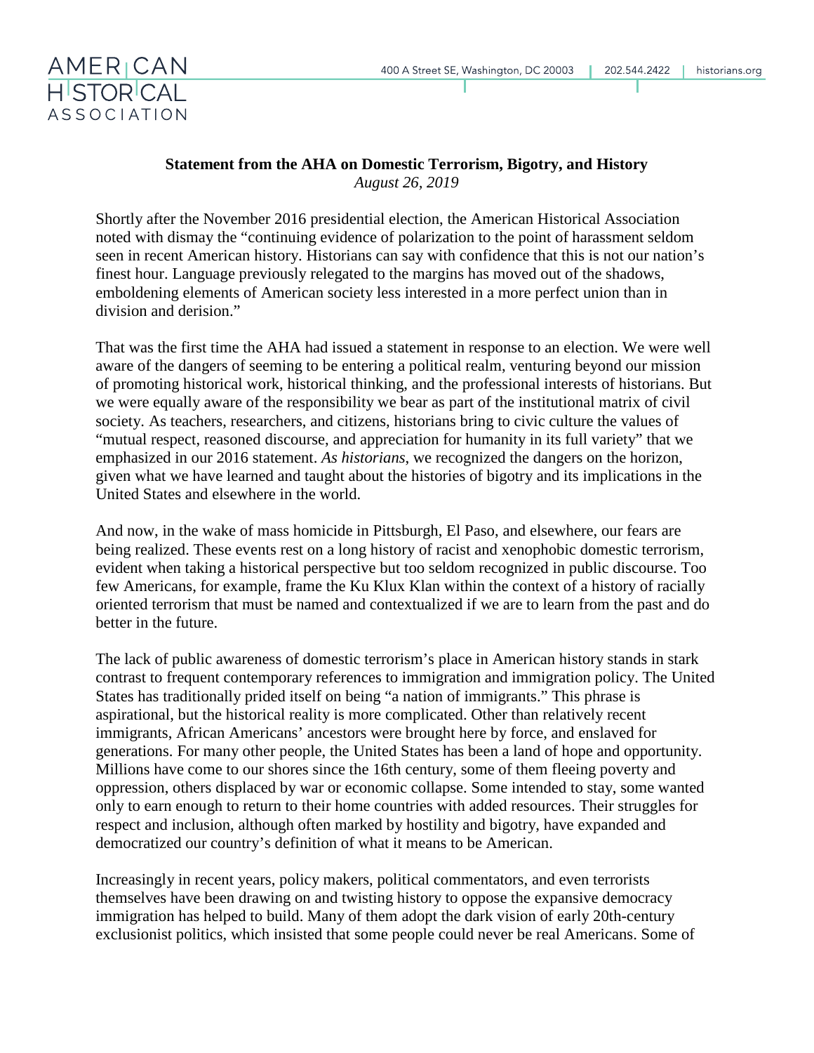AMERICAN HISTORICAL ASSOCIATION

400 A Street SE, Washington, DC 20003 | 202.544.2422 | historians.org

**Statement from the AHA on Domestic Terrorism, Bigotry, and History**

*August 26, 2019*

Shortly after the November 2016 presidential election, the American Historical Association noted with dismay the "continuing evidence of polarization to the point of harassment seldom seen in recent American history. Historians can say with confidence that this is not our nation's finest hour. Language previously relegated to the margins has moved out of the shadows, emboldening elements of American society less interested in a more perfect union than in division and derision."

That was the first time the AHA had issued a statement in response to an election. We were well aware of the dangers of seeming to be entering a political realm, venturing beyond our mission of promoting historical work, historical thinking, and the professional interests of historians. But we were equally aware of the responsibility we bear as part of the institutional matrix of civil society. As teachers, researchers, and citizens, historians bring to civic culture the values of "mutual respect, reasoned discourse, and appreciation for humanity in its full variety" that we emphasized in our 2016 statement. *As historians*, we recognized the dangers on the horizon, given what we have learned and taught about the histories of bigotry and its implications in the United States and elsewhere in the world.

And now, in the wake of mass homicide in Pittsburgh, El Paso, and elsewhere, our fears are being realized. These events rest on a long history of racist and xenophobic domestic terrorism, evident when taking a historical perspective but too seldom recognized in public discourse. Too few Americans, for example, frame the Ku Klux Klan within the context of a history of racially oriented terrorism that must be named and contextualized if we are to learn from the past and do better in the future.

The lack of public awareness of domestic terrorism's place in American history stands in stark contrast to frequent contemporary references to immigration and immigration policy. The United States has traditionally prided itself on being "a nation of immigrants." This phrase is aspirational, but the historical reality is more complicated. Other than relatively recent immigrants, African Americans' ancestors were brought here by force, and enslaved for generations. For many other people, the United States has been a land of hope and opportunity. Millions have come to our shores since the 16th century, some of them fleeing poverty and oppression, others displaced by war or economic collapse. Some intended to stay, some wanted only to earn enough to return to their home countries with added resources. Their struggles for respect and inclusion, although often marked by hostility and bigotry, have expanded and democratized our country's definition of what it means to be American.

Increasingly in recent years, policy makers, political commentators, and even terrorists themselves have been drawing on and twisting history to oppose the expansive democracy immigration has helped to build. Many of them adopt the dark vision of early 20th-century exclusionist politics, which insisted that some people could never be real Americans. Some of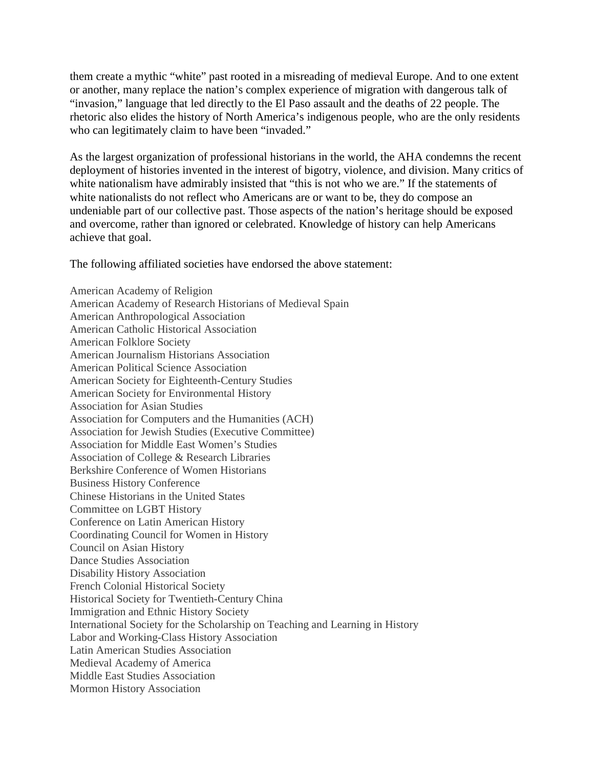them create a mythic "white" past rooted in a misreading of medieval Europe. And to one extent or another, many replace the nation's complex experience of migration with dangerous talk of "invasion," language that led directly to the El Paso assault and the deaths of 22 people. The rhetoric also elides the history of North America's indigenous people, who are the only residents who can legitimately claim to have been "invaded."

As the largest organization of professional historians in the world, the AHA condemns the recent deployment of histories invented in the interest of bigotry, violence, and division. Many critics of white nationalism have admirably insisted that "this is not who we are." If the statements of white nationalists do not reflect who Americans are or want to be, they do compose an undeniable part of our collective past. Those aspects of the nation's heritage should be exposed and overcome, rather than ignored or celebrated. Knowledge of history can help Americans achieve that goal.

The following affiliated societies have endorsed the above statement:

American Academy of Religion
American Academy of Research Historians of Medieval Spain
American Anthropological Association
American Catholic Historical Association
American Folklore Society
American Journalism Historians Association
American Political Science Association
American Society for Eighteenth-Century Studies
American Society for Environmental History
Association for Asian Studies
Association for Computers and the Humanities (ACH)
Association for Jewish Studies (Executive Committee)
Association for Middle East Women's Studies
Association of College & Research Libraries
Berkshire Conference of Women Historians
Business History Conference
Chinese Historians in the United States
Committee on LGBT History
Conference on Latin American History
Coordinating Council for Women in History
Council on Asian History
Dance Studies Association
Disability History Association
French Colonial Historical Society
Historical Society for Twentieth-Century China
Immigration and Ethnic History Society
International Society for the Scholarship on Teaching and Learning in History
Labor and Working-Class History Association
Latin American Studies Association
Medieval Academy of America
Middle East Studies Association
Mormon History Association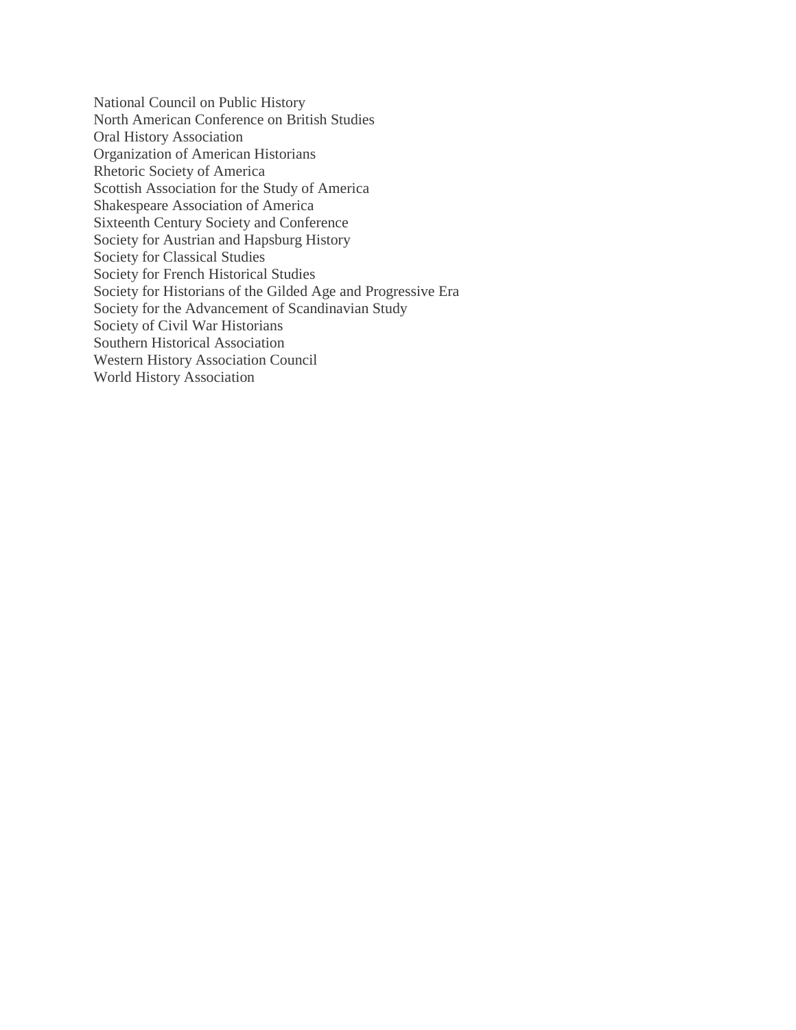National Council on Public History
North American Conference on British Studies
Oral History Association
Organization of American Historians
Rhetoric Society of America
Scottish Association for the Study of America
Shakespeare Association of America
Sixteenth Century Society and Conference
Society for Austrian and Hapsburg History
Society for Classical Studies
Society for French Historical Studies
Society for Historians of the Gilded Age and Progressive Era
Society for the Advancement of Scandinavian Study
Society of Civil War Historians
Southern Historical Association
Western History Association Council
World History Association